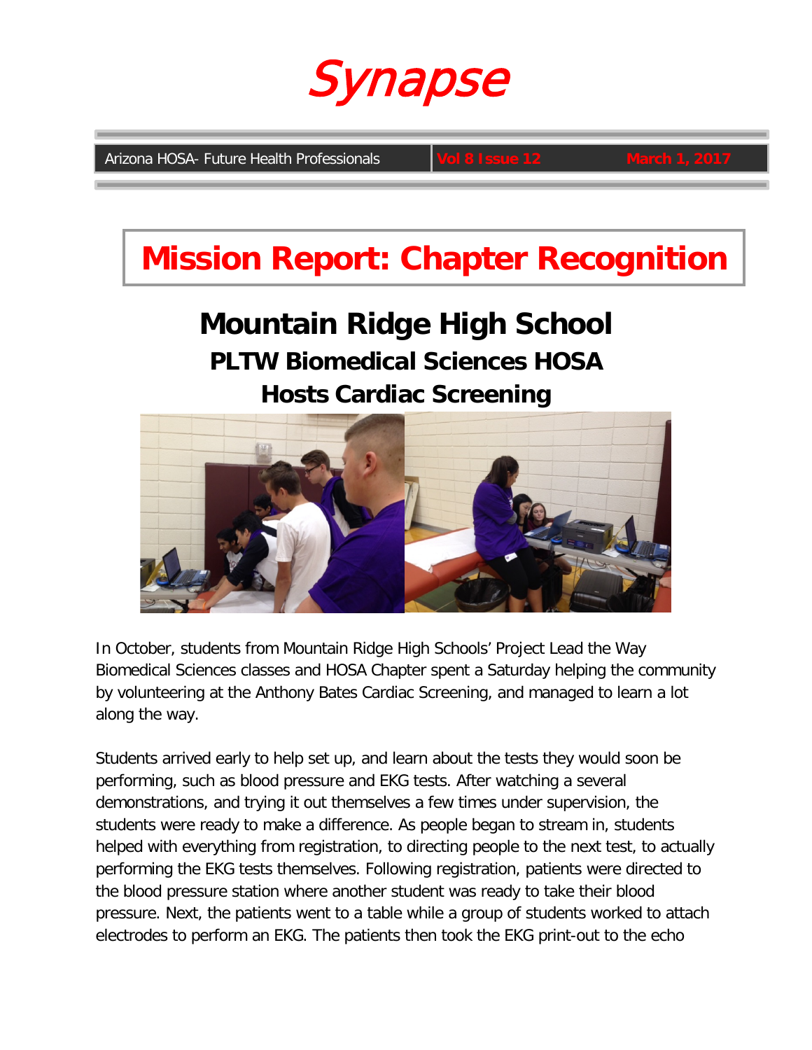# Synapse

Arizona HOSA- Future Health Professionals | Vol 8 Issue 12 | March 1, 2017

## Mission Report: Chapter Recognition

### Mountain Ridge High School
### PLTW Biomedical Sciences HOSA
### Hosts Cardiac Screening

In October, students from Mountain Ridge High Schools' Project Lead the Way Biomedical Sciences classes and HOSA Chapter spent a Saturday helping the community by volunteering at the Anthony Bates Cardiac Screening, and managed to learn a lot along the way.

Students arrived early to help set up, and learn about the tests they would soon be performing, such as blood pressure and EKG tests. After watching a several demonstrations, and trying it out themselves a few times under supervision, the students were ready to make a difference. As people began to stream in, students helped with everything from registration, to directing people to the next test, to actually performing the EKG tests themselves. Following registration, patients were directed to the blood pressure station where another student was ready to take their blood pressure. Next, the patients went to a table while a group of students worked to attach electrodes to perform an EKG. The patients then took the EKG print-out to the echo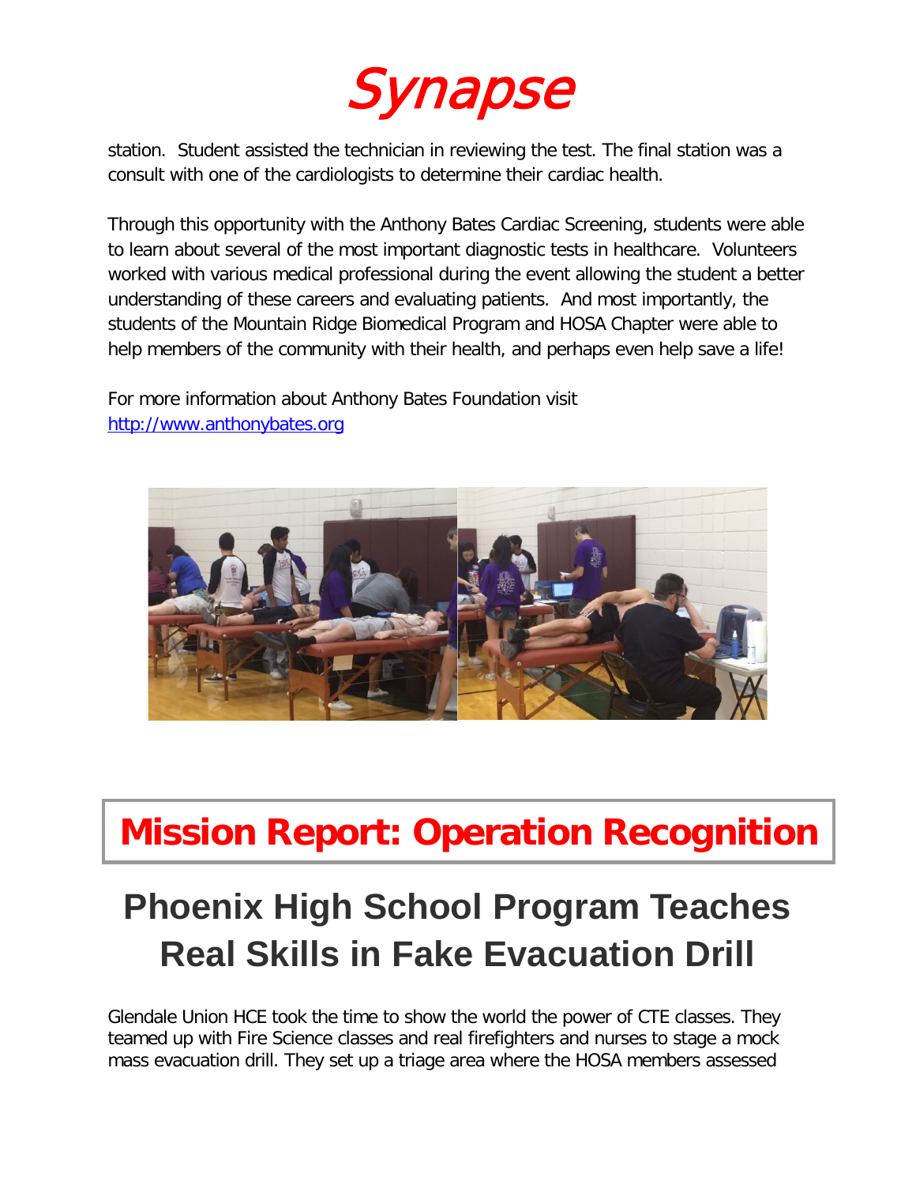station. Student assisted the technician in reviewing the test. The final station was a consult with one of the cardiologists to determine their cardiac health.

Through this opportunity with the Anthony Bates Cardiac Screening, students were able to learn about several of the most important diagnostic tests in healthcare. Volunteers worked with various medical professional during the event allowing the student a better understanding of these careers and evaluating patients. And most importantly, the students of the Mountain Ridge Biomedical Program and HOSA Chapter were able to help members of the community with their health, and perhaps even help save a life!

For more information about Anthony Bates Foundation visit [http://www.anthonybates.org](http://www.anthonybates.org)

## Mission Report: Operation Recognition

# Phoenix High School Program Teaches Real Skills in Fake Evacuation Drill

Glendale Union HCE took the time to show the world the power of CTE classes. They teamed up with Fire Science classes and real firefighters and nurses to stage a mock mass evacuation drill. They set up a triage area where the HOSA members assessed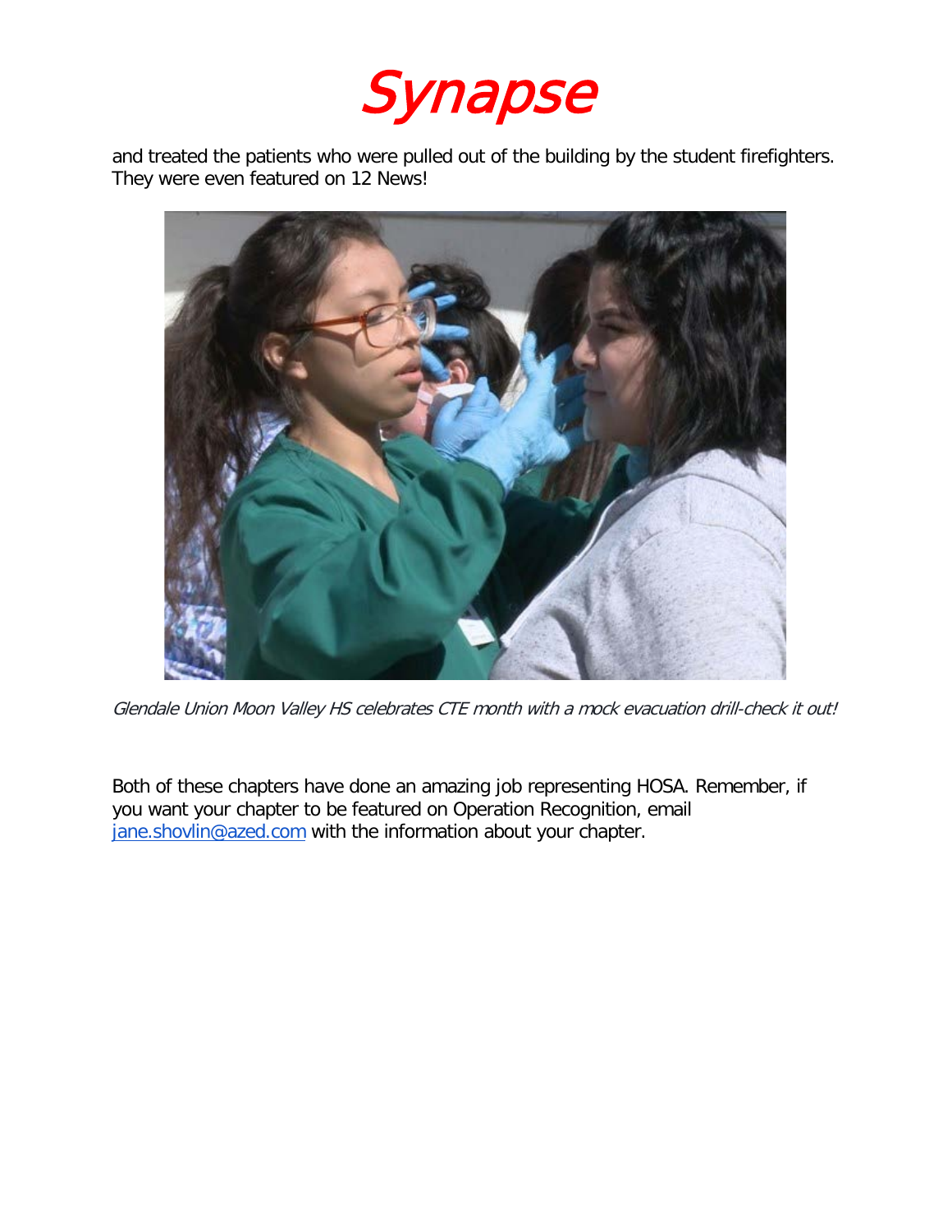and treated the patients who were pulled out of the building by the student firefighters. They were even featured on 12 News!

*Glendale Union Moon Valley HS celebrates CTE month with a mock evacuation drill-check it out!*

Both of these chapters have done an amazing job representing HOSA. Remember, if you want your chapter to be featured on Operation Recognition, email jane.shovlin@azed.com with the information about your chapter.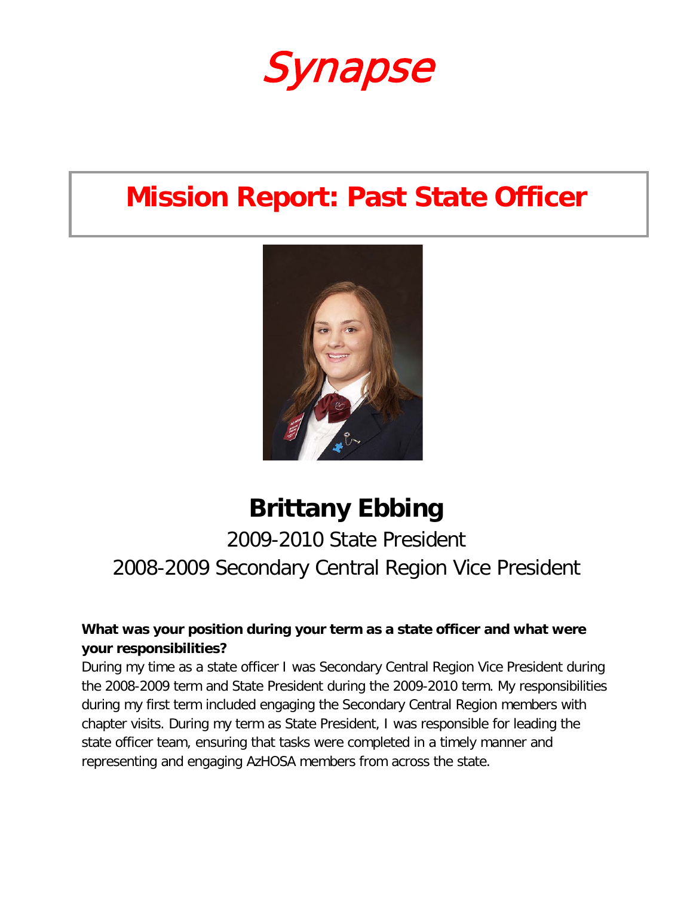# Synapse

## Mission Report: Past State Officer

### Brittany Ebbing

2009-2010 State President

2008-2009 Secondary Central Region Vice President

**What was your position during your term as a state officer and what were your responsibilities?**

During my time as a state officer I was Secondary Central Region Vice President during the 2008-2009 term and State President during the 2009-2010 term. My responsibilities during my first term included engaging the Secondary Central Region members with chapter visits. During my term as State President, I was responsible for leading the state officer team, ensuring that tasks were completed in a timely manner and representing and engaging AzHOSA members from across the state.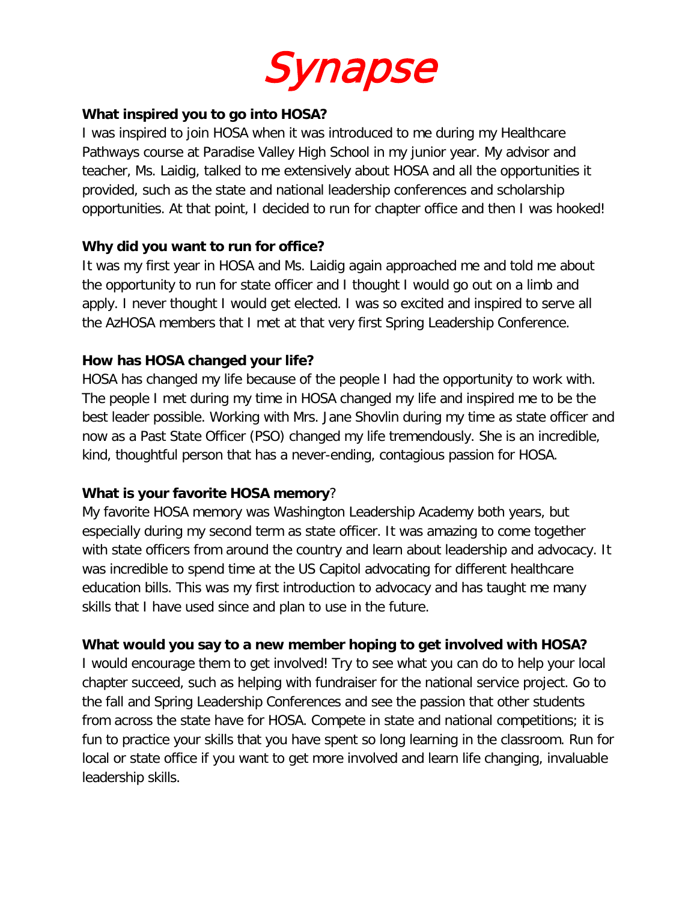# Synapse

**What inspired you to go into HOSA?**

I was inspired to join HOSA when it was introduced to me during my Healthcare Pathways course at Paradise Valley High School in my junior year. My advisor and teacher, Ms. Laidig, talked to me extensively about HOSA and all the opportunities it provided, such as the state and national leadership conferences and scholarship opportunities. At that point, I decided to run for chapter office and then I was hooked!

**Why did you want to run for office?**

It was my first year in HOSA and Ms. Laidig again approached me and told me about the opportunity to run for state officer and I thought I would go out on a limb and apply. I never thought I would get elected. I was so excited and inspired to serve all the AzHOSA members that I met at that very first Spring Leadership Conference.

**How has HOSA changed your life?**

HOSA has changed my life because of the people I had the opportunity to work with. The people I met during my time in HOSA changed my life and inspired me to be the best leader possible. Working with Mrs. Jane Shovlin during my time as state officer and now as a Past State Officer (PSO) changed my life tremendously. She is an incredible, kind, thoughtful person that has a never-ending, contagious passion for HOSA.

**What is your favorite HOSA memory**?

My favorite HOSA memory was Washington Leadership Academy both years, but especially during my second term as state officer. It was amazing to come together with state officers from around the country and learn about leadership and advocacy. It was incredible to spend time at the US Capitol advocating for different healthcare education bills. This was my first introduction to advocacy and has taught me many skills that I have used since and plan to use in the future.

**What would you say to a new member hoping to get involved with HOSA?**

I would encourage them to get involved! Try to see what you can do to help your local chapter succeed, such as helping with fundraiser for the national service project. Go to the fall and Spring Leadership Conferences and see the passion that other students from across the state have for HOSA. Compete in state and national competitions; it is fun to practice your skills that you have spent so long learning in the classroom. Run for local or state office if you want to get more involved and learn life changing, invaluable leadership skills.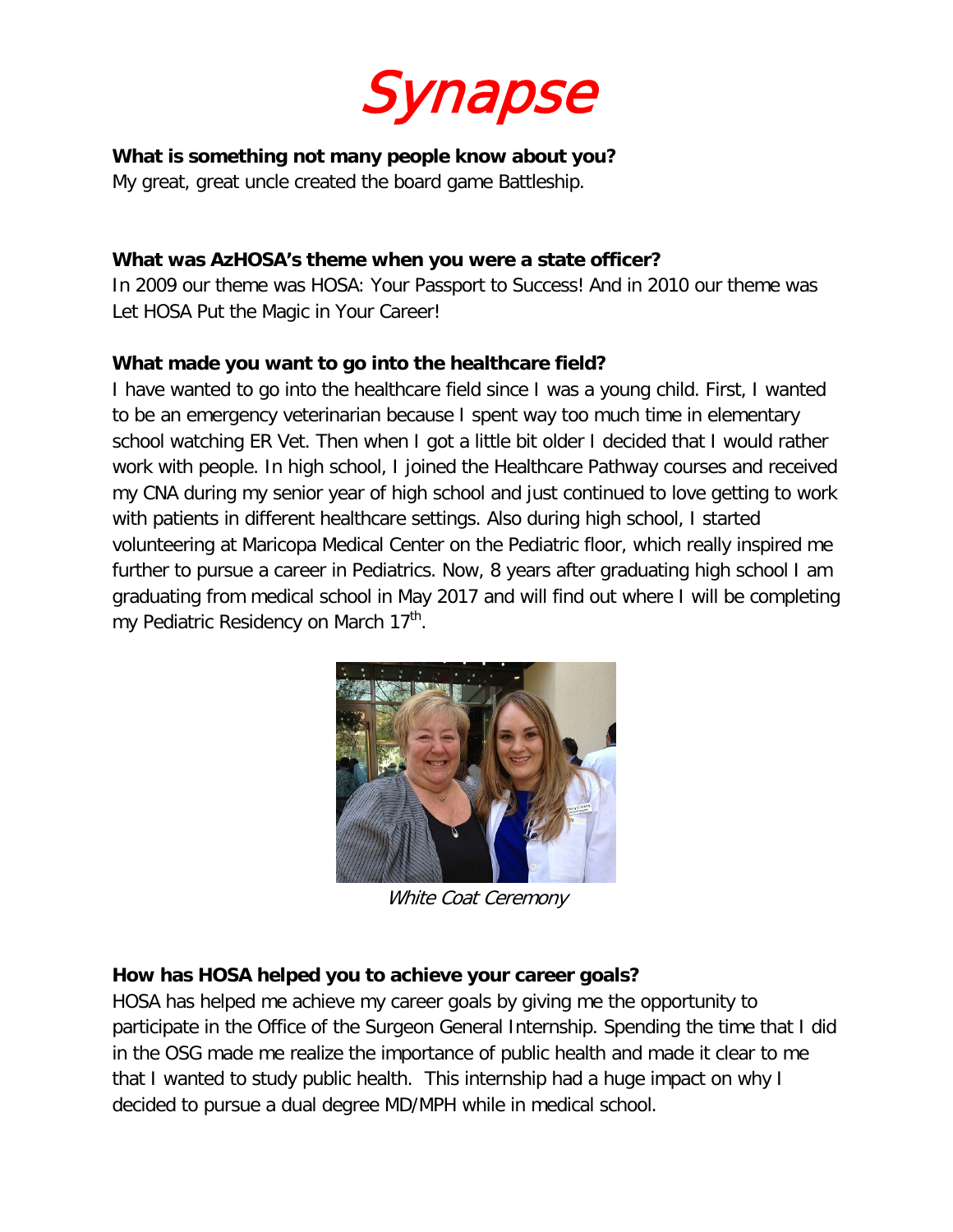# Synapse

**What is something not many people know about you?**

My great, great uncle created the board game Battleship.

**What was AzHOSA's theme when you were a state officer?**

In 2009 our theme was HOSA: Your Passport to Success! And in 2010 our theme was Let HOSA Put the Magic in Your Career!

**What made you want to go into the healthcare field?**

I have wanted to go into the healthcare field since I was a young child. First, I wanted to be an emergency veterinarian because I spent way too much time in elementary school watching ER Vet. Then when I got a little bit older I decided that I would rather work with people. In high school, I joined the Healthcare Pathway courses and received my CNA during my senior year of high school and just continued to love getting to work with patients in different healthcare settings. Also during high school, I started volunteering at Maricopa Medical Center on the Pediatric floor, which really inspired me further to pursue a career in Pediatrics. Now, 8 years after graduating high school I am graduating from medical school in May 2017 and will find out where I will be completing my Pediatric Residency on March 17th.

*White Coat Ceremony*

**How has HOSA helped you to achieve your career goals?**

HOSA has helped me achieve my career goals by giving me the opportunity to participate in the Office of the Surgeon General Internship. Spending the time that I did in the OSG made me realize the importance of public health and made it clear to me that I wanted to study public health. This internship had a huge impact on why I decided to pursue a dual degree MD/MPH while in medical school.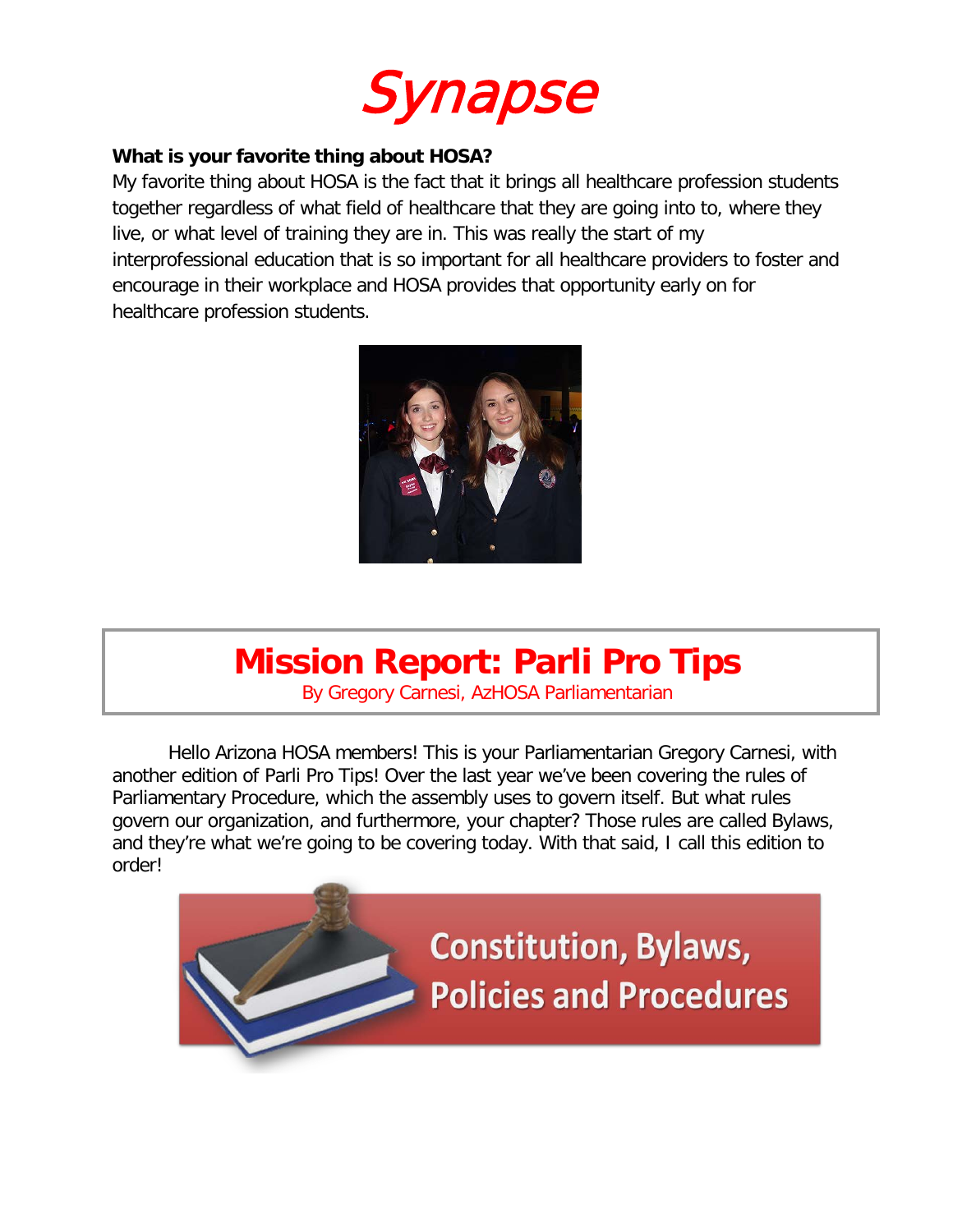# Synapse

**What is your favorite thing about HOSA?**

My favorite thing about HOSA is the fact that it brings all healthcare profession students together regardless of what field of healthcare that they are going into to, where they live, or what level of training they are in. This was really the start of my interprofessional education that is so important for all healthcare providers to foster and encourage in their workplace and HOSA provides that opportunity early on for healthcare profession students.

## Mission Report: Parli Pro Tips

By Gregory Carnesi, AzHOSA Parliamentarian

Hello Arizona HOSA members! This is your Parliamentarian Gregory Carnesi, with another edition of Parli Pro Tips! Over the last year we've been covering the rules of Parliamentary Procedure, which the assembly uses to govern itself. But what rules govern our organization, and furthermore, your chapter? Those rules are called Bylaws, and they're what we're going to be covering today. With that said, I call this edition to order!

Constitution, Bylaws, Policies and Procedures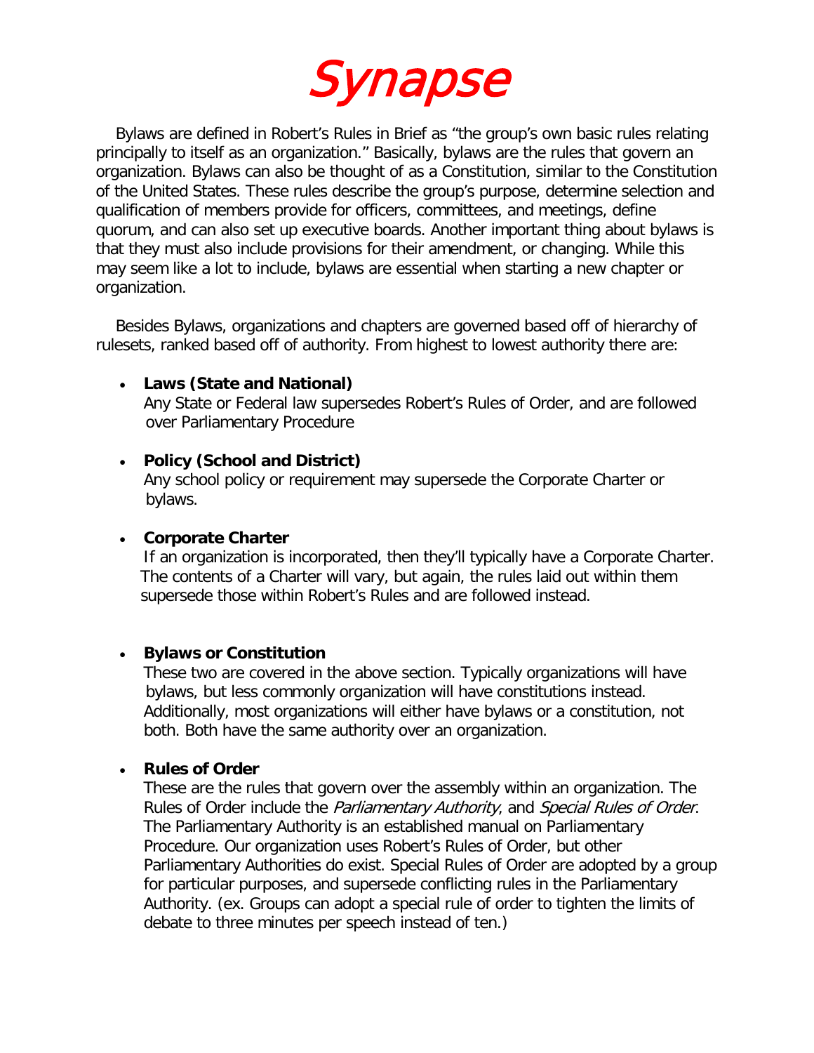# Synapse

Bylaws are defined in Robert's Rules in Brief as "the group's own basic rules relating principally to itself as an organization." Basically, bylaws are the rules that govern an organization. Bylaws can also be thought of as a Constitution, similar to the Constitution of the United States. These rules describe the group's purpose, determine selection and qualification of members provide for officers, committees, and meetings, define quorum, and can also set up executive boards. Another important thing about bylaws is that they must also include provisions for their amendment, or changing. While this may seem like a lot to include, bylaws are essential when starting a new chapter or organization.

Besides Bylaws, organizations and chapters are governed based off of hierarchy of rulesets, ranked based off of authority. From highest to lowest authority there are:

- **Laws (State and National)**
  Any State or Federal law supersedes Robert's Rules of Order, and are followed over Parliamentary Procedure

- **Policy (School and District)**
  Any school policy or requirement may supersede the Corporate Charter or bylaws.

- **Corporate Charter**
  If an organization is incorporated, then they'll typically have a Corporate Charter. The contents of a Charter will vary, but again, the rules laid out within them supersede those within Robert's Rules and are followed instead.

- **Bylaws or Constitution**
  These two are covered in the above section. Typically organizations will have bylaws, but less commonly organization will have constitutions instead. Additionally, most organizations will either have bylaws or a constitution, not both. Both have the same authority over an organization.

- **Rules of Order**
  These are the rules that govern over the assembly within an organization. The Rules of Order include the *Parliamentary Authority*, and *Special Rules of Order*. The Parliamentary Authority is an established manual on Parliamentary Procedure. Our organization uses Robert's Rules of Order, but other Parliamentary Authorities do exist. Special Rules of Order are adopted by a group for particular purposes, and supersede conflicting rules in the Parliamentary Authority. (ex. Groups can adopt a special rule of order to tighten the limits of debate to three minutes per speech instead of ten.)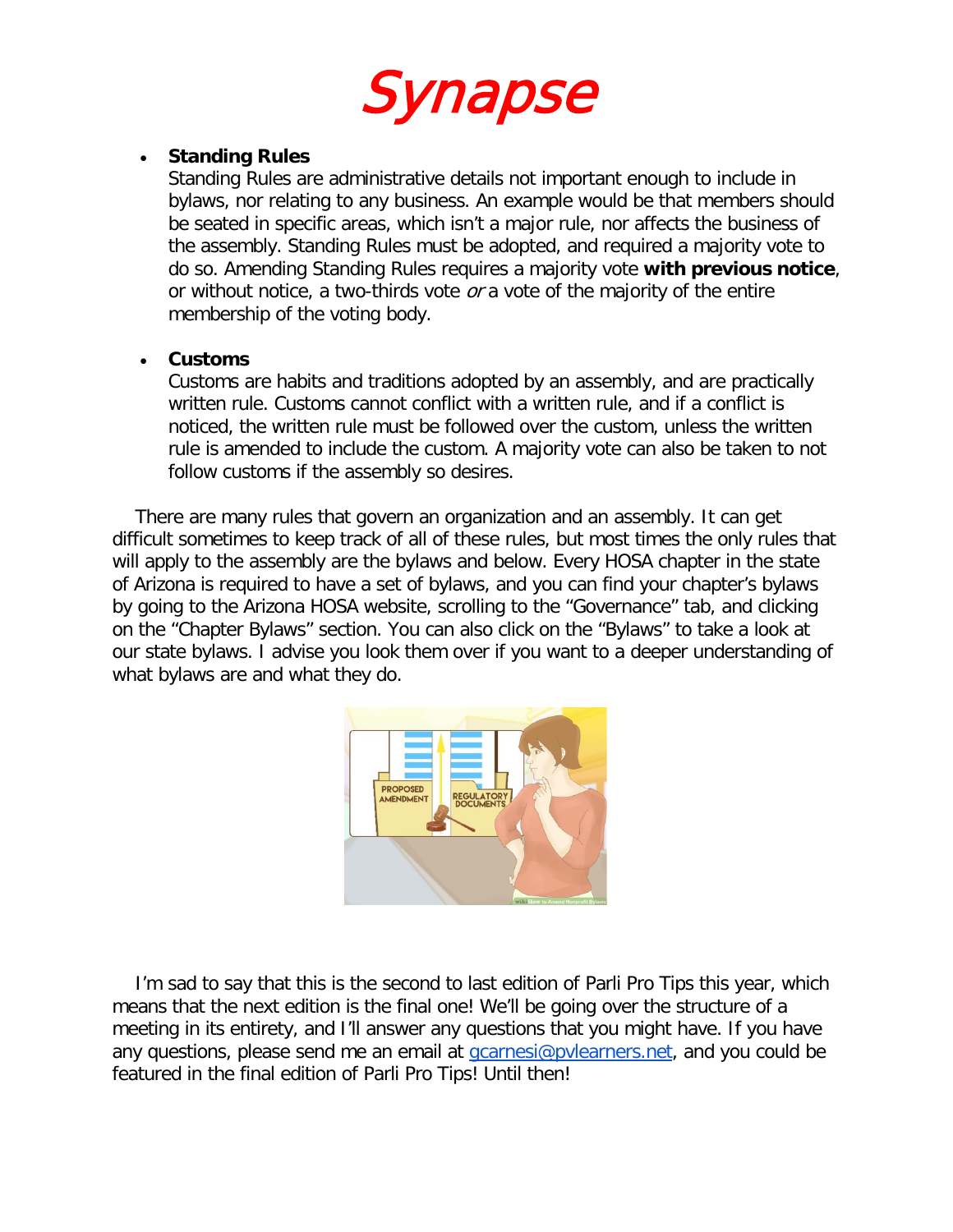# Synapse

- **Standing Rules**
  Standing Rules are administrative details not important enough to include in bylaws, nor relating to any business. An example would be that members should be seated in specific areas, which isn't a major rule, nor affects the business of the assembly. Standing Rules must be adopted, and required a majority vote to do so. Amending Standing Rules requires a majority vote **with previous notice**, or without notice, a two-thirds vote *or* a vote of the majority of the entire membership of the voting body.

- **Customs**
  Customs are habits and traditions adopted by an assembly, and are practically written rule. Customs cannot conflict with a written rule, and if a conflict is noticed, the written rule must be followed over the custom, unless the written rule is amended to include the custom. A majority vote can also be taken to not follow customs if the assembly so desires.

There are many rules that govern an organization and an assembly. It can get difficult sometimes to keep track of all of these rules, but most times the only rules that will apply to the assembly are the bylaws and below. Every HOSA chapter in the state of Arizona is required to have a set of bylaws, and you can find your chapter's bylaws by going to the Arizona HOSA website, scrolling to the "Governance" tab, and clicking on the "Chapter Bylaws" section. You can also click on the "Bylaws" to take a look at our state bylaws. I advise you look them over if you want to a deeper understanding of what bylaws are and what they do.

I'm sad to say that this is the second to last edition of Parli Pro Tips this year, which means that the next edition is the final one! We'll be going over the structure of a meeting in its entirety, and I'll answer any questions that you might have. If you have any questions, please send me an email at gcarnesi@pvlearners.net, and you could be featured in the final edition of Parli Pro Tips! Until then!